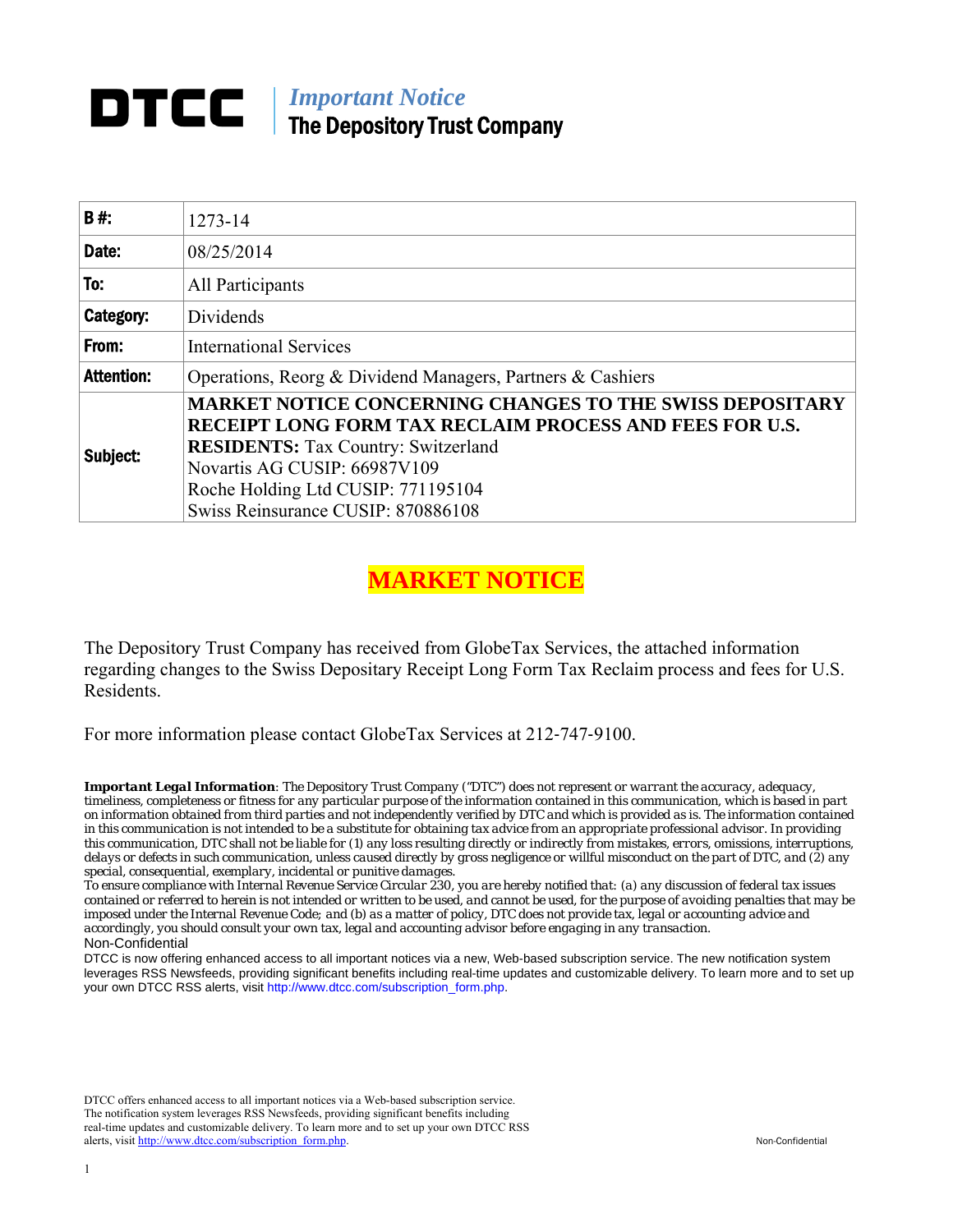# DTCC

*Important Notice*
**The Depository Trust Company**

| | |
|---|---|
| **B #:** | 1273-14 |
| **Date:** | 08/25/2014 |
| **To:** | All Participants |
| **Category:** | Dividends |
| **From:** | International Services |
| **Attention:** | Operations, Reorg & Dividend Managers, Partners & Cashiers |
| **Subject:** | **MARKET NOTICE CONCERNING CHANGES TO THE SWISS DEPOSITARY RECEIPT LONG FORM TAX RECLAIM PROCESS AND FEES FOR U.S. RESIDENTS:** Tax Country: Switzerland<br>Novartis AG CUSIP: 66987V109<br>Roche Holding Ltd CUSIP: 771195104<br>Swiss Reinsurance CUSIP: 870886108 |

## MARKET NOTICE

The Depository Trust Company has received from GlobeTax Services, the attached information regarding changes to the Swiss Depositary Receipt Long Form Tax Reclaim process and fees for U.S. Residents.

For more information please contact GlobeTax Services at 212-747-9100.

***Important Legal Information***: The Depository Trust Company ("DTC") does not represent or warrant the accuracy, adequacy, timeliness, completeness or fitness for any particular purpose of the information contained in this communication, which is based in part on information obtained from third parties and not independently verified by DTC and which is provided as is. The information contained in this communication is not intended to be a substitute for obtaining tax advice from an appropriate professional advisor. In providing this communication, DTC shall not be liable for (1) any loss resulting directly or indirectly from mistakes, errors, omissions, interruptions, delays or defects in such communication, unless caused directly by gross negligence or willful misconduct on the part of DTC, and (2) any special, consequential, exemplary, incidental or punitive damages.
To ensure compliance with Internal Revenue Service Circular 230, you are hereby notified that: (a) any discussion of federal tax issues contained or referred to herein is not intended or written to be used, and cannot be used, for the purpose of avoiding penalties that may be imposed under the Internal Revenue Code; and (b) as a matter of policy, DTC does not provide tax, legal or accounting advice and accordingly, you should consult your own tax, legal and accounting advisor before engaging in any transaction.
Non-Confidential
DTCC is now offering enhanced access to all important notices via a new, Web-based subscription service. The new notification system leverages RSS Newsfeeds, providing significant benefits including real-time updates and customizable delivery. To learn more and to set up your own DTCC RSS alerts, visit http://www.dtcc.com/subscription_form.php.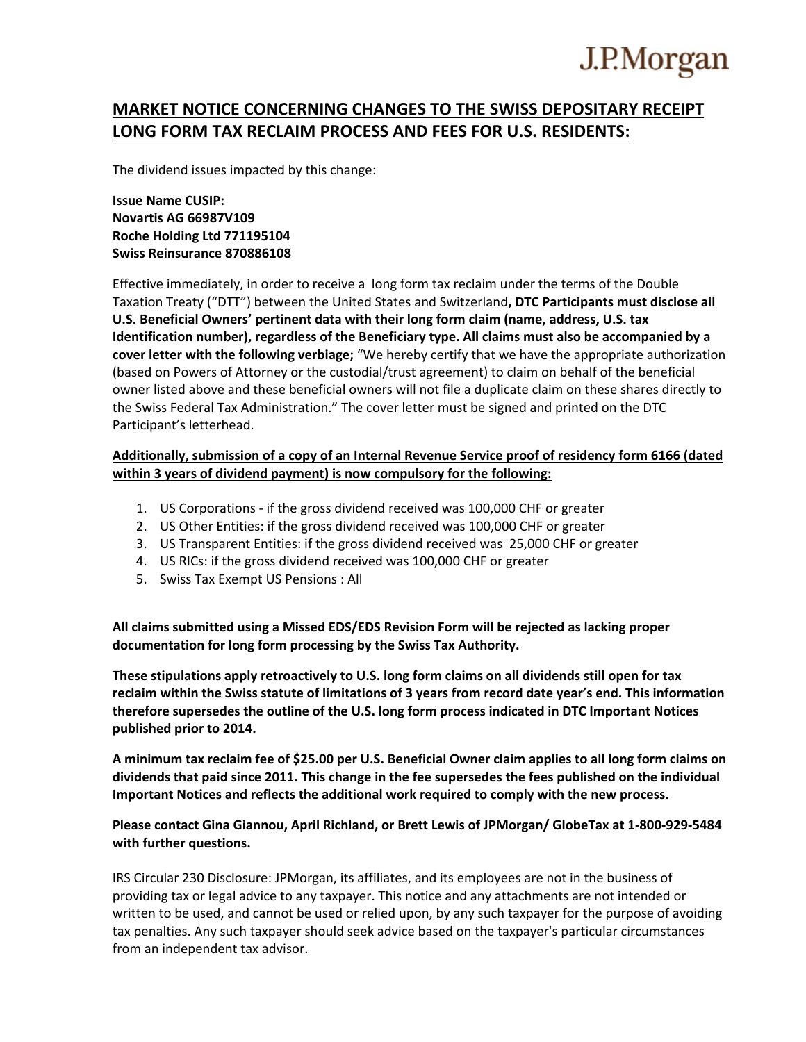J.P.Morgan

# MARKET NOTICE CONCERNING CHANGES TO THE SWISS DEPOSITARY RECEIPT LONG FORM TAX RECLAIM PROCESS AND FEES FOR U.S. RESIDENTS:

The dividend issues impacted by this change:

**Issue Name CUSIP:**
**Novartis AG 66987V109**
**Roche Holding Ltd 771195104**
**Swiss Reinsurance 870886108**

Effective immediately, in order to receive a long form tax reclaim under the terms of the Double Taxation Treaty ("DTT") between the United States and Switzerland**, DTC Participants must disclose all U.S. Beneficial Owners' pertinent data with their long form claim (name, address, U.S. tax Identification number), regardless of the Beneficiary type. All claims must also be accompanied by a cover letter with the following verbiage;** "We hereby certify that we have the appropriate authorization (based on Powers of Attorney or the custodial/trust agreement) to claim on behalf of the beneficial owner listed above and these beneficial owners will not file a duplicate claim on these shares directly to the Swiss Federal Tax Administration." The cover letter must be signed and printed on the DTC Participant's letterhead.

**Additionally, submission of a copy of an Internal Revenue Service proof of residency form 6166 (dated within 3 years of dividend payment) is now compulsory for the following:**

1. US Corporations - if the gross dividend received was 100,000 CHF or greater
2. US Other Entities: if the gross dividend received was 100,000 CHF or greater
3. US Transparent Entities: if the gross dividend received was 25,000 CHF or greater
4. US RICs: if the gross dividend received was 100,000 CHF or greater
5. Swiss Tax Exempt US Pensions : All

**All claims submitted using a Missed EDS/EDS Revision Form will be rejected as lacking proper documentation for long form processing by the Swiss Tax Authority.**

**These stipulations apply retroactively to U.S. long form claims on all dividends still open for tax reclaim within the Swiss statute of limitations of 3 years from record date year's end. This information therefore supersedes the outline of the U.S. long form process indicated in DTC Important Notices published prior to 2014.**

**A minimum tax reclaim fee of $25.00 per U.S. Beneficial Owner claim applies to all long form claims on dividends that paid since 2011. This change in the fee supersedes the fees published on the individual Important Notices and reflects the additional work required to comply with the new process.**

**Please contact Gina Giannou, April Richland, or Brett Lewis of JPMorgan/ GlobeTax at 1-800-929-5484 with further questions.**

IRS Circular 230 Disclosure: JPMorgan, its affiliates, and its employees are not in the business of providing tax or legal advice to any taxpayer. This notice and any attachments are not intended or written to be used, and cannot be used or relied upon, by any such taxpayer for the purpose of avoiding tax penalties. Any such taxpayer should seek advice based on the taxpayer's particular circumstances from an independent tax advisor.